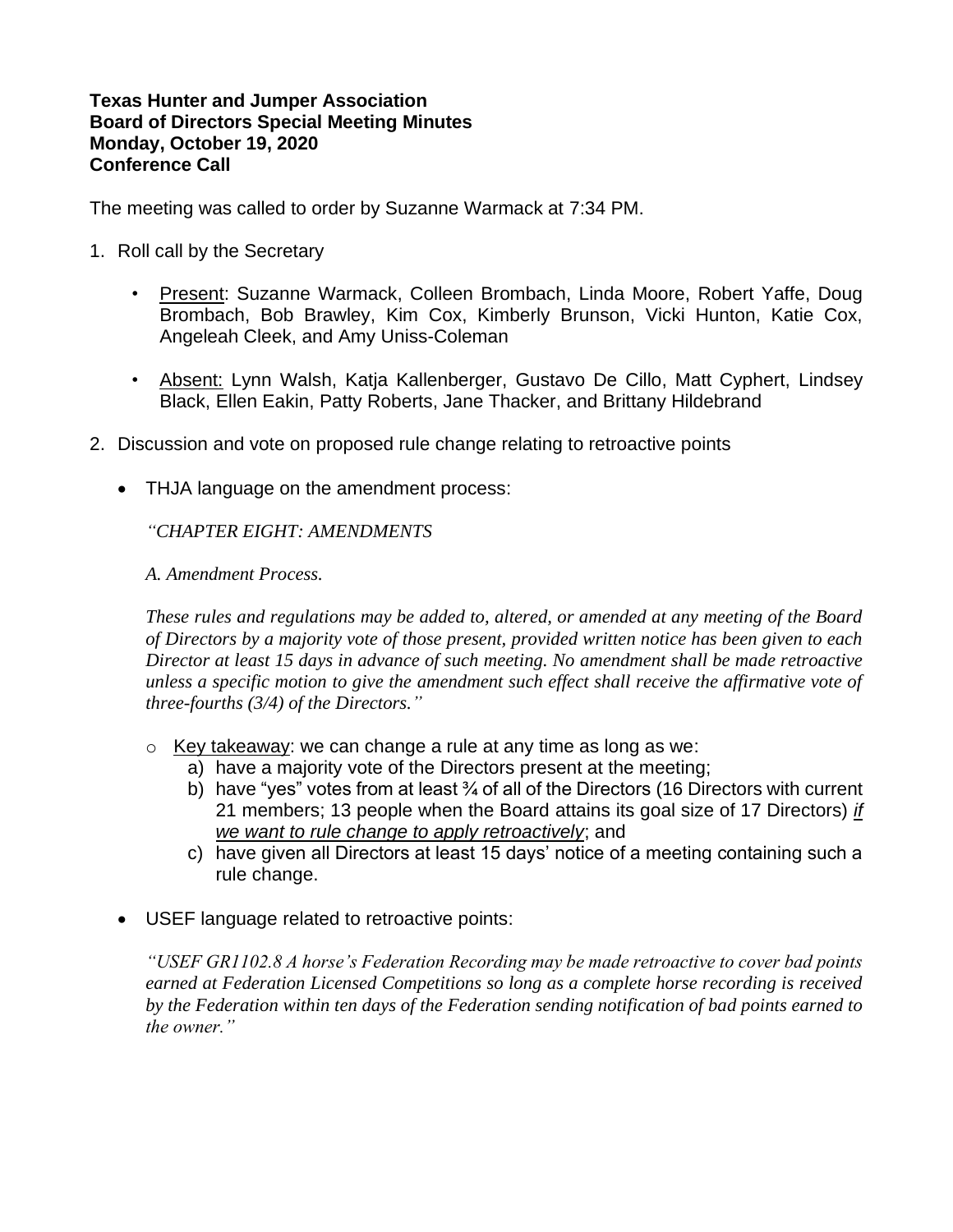**Texas Hunter and Jumper Association**
**Board of Directors Special Meeting Minutes**
**Monday, October 19, 2020**
**Conference Call**

The meeting was called to order by Suzanne Warmack at 7:34 PM.

1. Roll call by the Secretary

   - Present: Suzanne Warmack, Colleen Brombach, Linda Moore, Robert Yaffe, Doug Brombach, Bob Brawley, Kim Cox, Kimberly Brunson, Vicki Hunton, Katie Cox, Angeleah Cleek, and Amy Uniss-Coleman

   - Absent: Lynn Walsh, Katja Kallenberger, Gustavo De Cillo, Matt Cyphert, Lindsey Black, Ellen Eakin, Patty Roberts, Jane Thacker, and Brittany Hildebrand

2. Discussion and vote on proposed rule change relating to retroactive points

   - THJA language on the amendment process:

     *"CHAPTER EIGHT: AMENDMENTS*

     *A. Amendment Process.*

     *These rules and regulations may be added to, altered, or amended at any meeting of the Board of Directors by a majority vote of those present, provided written notice has been given to each Director at least 15 days in advance of such meeting. No amendment shall be made retroactive unless a specific motion to give the amendment such effect shall receive the affirmative vote of three-fourths (3/4) of the Directors."*

     - Key takeaway: we can change a rule at any time as long as we:
       a) have a majority vote of the Directors present at the meeting;
       b) have "yes" votes from at least ¾ of all of the Directors (16 Directors with current 21 members; 13 people when the Board attains its goal size of 17 Directors) *if we want to rule change to apply retroactively*; and
       c) have given all Directors at least 15 days' notice of a meeting containing such a rule change.

   - USEF language related to retroactive points:

     *"USEF GR1102.8 A horse's Federation Recording may be made retroactive to cover bad points earned at Federation Licensed Competitions so long as a complete horse recording is received by the Federation within ten days of the Federation sending notification of bad points earned to the owner."*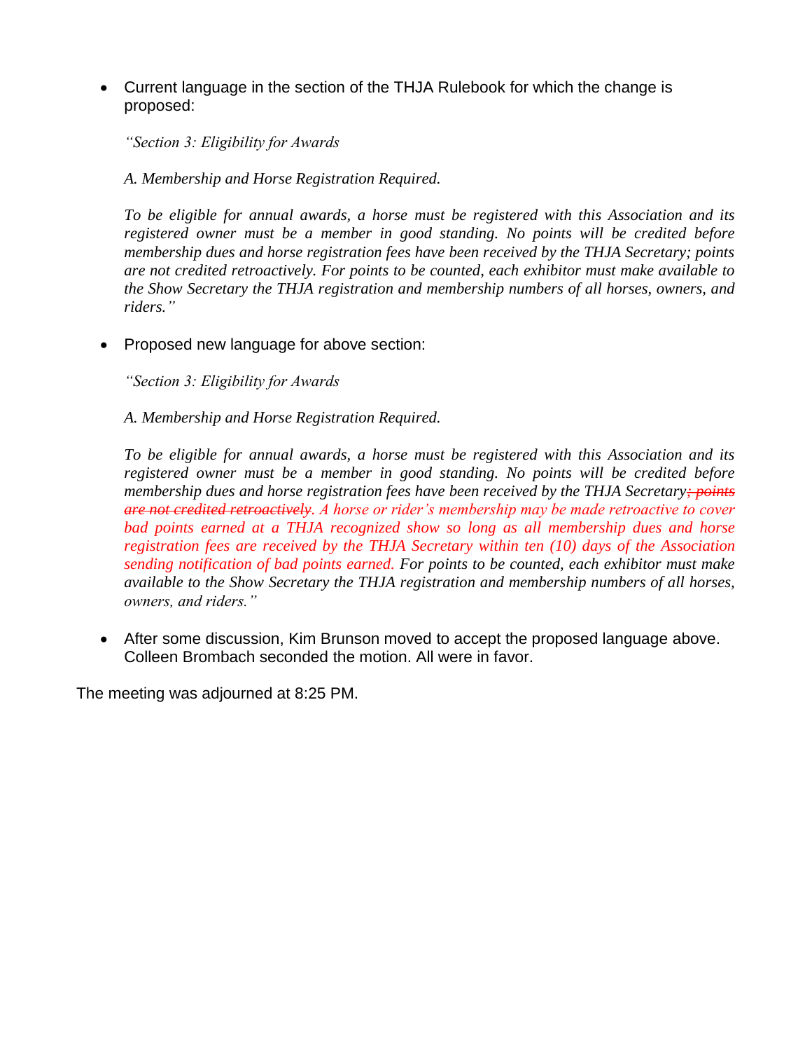- Current language in the section of the THJA Rulebook for which the change is proposed:

  *"Section 3: Eligibility for Awards*

  *A. Membership and Horse Registration Required.*

  *To be eligible for annual awards, a horse must be registered with this Association and its registered owner must be a member in good standing. No points will be credited before membership dues and horse registration fees have been received by the THJA Secretary; points are not credited retroactively. For points to be counted, each exhibitor must make available to the Show Secretary the THJA registration and membership numbers of all horses, owners, and riders."*

- Proposed new language for above section:

  *"Section 3: Eligibility for Awards*

  *A. Membership and Horse Registration Required.*

  *To be eligible for annual awards, a horse must be registered with this Association and its registered owner must be a member in good standing. No points will be credited before membership dues and horse registration fees have been received by the THJA Secretary~~; points are not credited retroactively~~. A horse or rider's membership may be made retroactive to cover bad points earned at a THJA recognized show so long as all membership dues and horse registration fees are received by the THJA Secretary within ten (10) days of the Association sending notification of bad points earned. For points to be counted, each exhibitor must make available to the Show Secretary the THJA registration and membership numbers of all horses, owners, and riders."*

- After some discussion, Kim Brunson moved to accept the proposed language above. Colleen Brombach seconded the motion. All were in favor.

The meeting was adjourned at 8:25 PM.